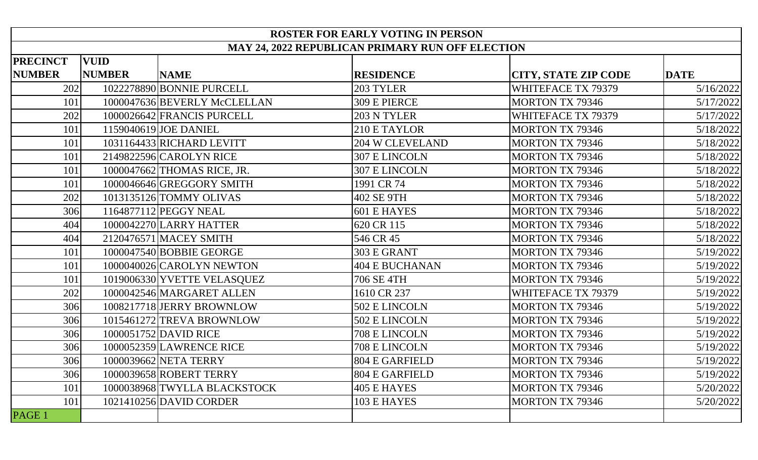# ROSTER FOR EARLY VOTING IN PERSON

## MAY 24, 2022 REPUBLICAN PRIMARY RUN OFF ELECTION

| PRECINCT NUMBER | VUID NUMBER | NAME | RESIDENCE | CITY, STATE ZIP CODE | DATE |
|---|---|---|---|---|---|
| 202 | 1022278890 | BONNIE PURCELL | 203 TYLER | WHITEFACE TX 79379 | 5/16/2022 |
| 101 | 1000047636 | BEVERLY McCLELLAN | 309 E PIERCE | MORTON TX 79346 | 5/17/2022 |
| 202 | 1000026642 | FRANCIS PURCELL | 203 N TYLER | WHITEFACE TX 79379 | 5/17/2022 |
| 101 | 1159040619 | JOE DANIEL | 210 E TAYLOR | MORTON TX 79346 | 5/18/2022 |
| 101 | 1031164433 | RICHARD LEVITT | 204 W CLEVELAND | MORTON TX 79346 | 5/18/2022 |
| 101 | 2149822596 | CAROLYN RICE | 307 E LINCOLN | MORTON TX 79346 | 5/18/2022 |
| 101 | 1000047662 | THOMAS RICE, JR. | 307 E LINCOLN | MORTON TX 79346 | 5/18/2022 |
| 101 | 1000046646 | GREGGORY SMITH | 1991 CR 74 | MORTON TX 79346 | 5/18/2022 |
| 202 | 1013135126 | TOMMY OLIVAS | 402 SE 9TH | MORTON TX 79346 | 5/18/2022 |
| 306 | 1164877112 | PEGGY NEAL | 601 E HAYES | MORTON TX 79346 | 5/18/2022 |
| 404 | 1000042270 | LARRY HATTER | 620 CR 115 | MORTON TX 79346 | 5/18/2022 |
| 404 | 2120476571 | MACEY SMITH | 546 CR 45 | MORTON TX 79346 | 5/18/2022 |
| 101 | 1000047540 | BOBBIE GEORGE | 303 E GRANT | MORTON TX 79346 | 5/19/2022 |
| 101 | 1000040026 | CAROLYN NEWTON | 404 E BUCHANAN | MORTON TX 79346 | 5/19/2022 |
| 101 | 1019006330 | YVETTE VELASQUEZ | 706 SE 4TH | MORTON TX 79346 | 5/19/2022 |
| 202 | 1000042546 | MARGARET ALLEN | 1610 CR 237 | WHITEFACE TX 79379 | 5/19/2022 |
| 306 | 1008217718 | JERRY BROWNLOW | 502 E LINCOLN | MORTON TX 79346 | 5/19/2022 |
| 306 | 1015461272 | TREVA BROWNLOW | 502 E LINCOLN | MORTON TX 79346 | 5/19/2022 |
| 306 | 1000051752 | DAVID RICE | 708 E LINCOLN | MORTON TX 79346 | 5/19/2022 |
| 306 | 1000052359 | LAWRENCE RICE | 708 E LINCOLN | MORTON TX 79346 | 5/19/2022 |
| 306 | 1000039662 | NETA TERRY | 804 E GARFIELD | MORTON TX 79346 | 5/19/2022 |
| 306 | 1000039658 | ROBERT TERRY | 804 E GARFIELD | MORTON TX 79346 | 5/19/2022 |
| 101 | 1000038968 | TWYLLA BLACKSTOCK | 405 E HAYES | MORTON TX 79346 | 5/20/2022 |
| 101 | 1021410256 | DAVID CORDER | 103 E HAYES | MORTON TX 79346 | 5/20/2022 |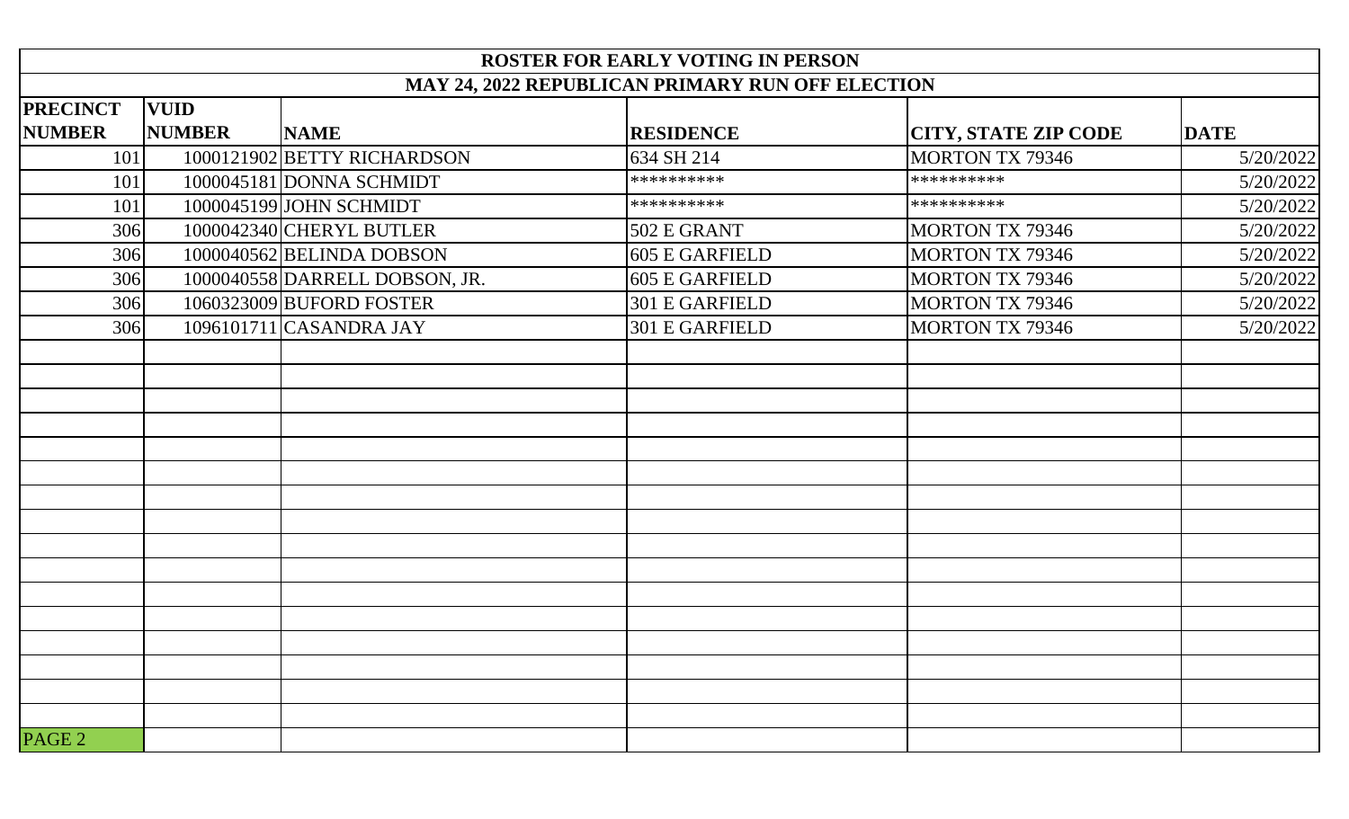| ROSTER FOR EARLY VOTING IN PERSON | | | | | |
|---|---|---|---|---|---|
| MAY 24, 2022 REPUBLICAN PRIMARY RUN OFF ELECTION | | | | | |
| **PRECINCT NUMBER** | **VUID NUMBER** | **NAME** | **RESIDENCE** | **CITY, STATE ZIP CODE** | **DATE** |
| 101 | 1000121902 | BETTY RICHARDSON | 634 SH 214 | MORTON TX 79346 | 5/20/2022 |
| 101 | 1000045181 | DONNA SCHMIDT | ********** | ********** | 5/20/2022 |
| 101 | 1000045199 | JOHN SCHMIDT | ********** | ********** | 5/20/2022 |
| 306 | 1000042340 | CHERYL BUTLER | 502 E GRANT | MORTON TX 79346 | 5/20/2022 |
| 306 | 1000040562 | BELINDA DOBSON | 605 E GARFIELD | MORTON TX 79346 | 5/20/2022 |
| 306 | 1000040558 | DARRELL DOBSON, JR. | 605 E GARFIELD | MORTON TX 79346 | 5/20/2022 |
| 306 | 1060323009 | BUFORD FOSTER | 301 E GARFIELD | MORTON TX 79346 | 5/20/2022 |
| 306 | 1096101711 | CASANDRA JAY | 301 E GARFIELD | MORTON TX 79346 | 5/20/2022 |
| | | | | | |
| | | | | | |
| | | | | | |
| | | | | | |
| | | | | | |
| | | | | | |
| | | | | | |
| | | | | | |
| | | | | | |
| | | | | | |
| | | | | | |
| | | | | | |
| | | | | | |
| | | | | | |
| | | | | | |
| | | | | | |
| PAGE 2 | | | | | |